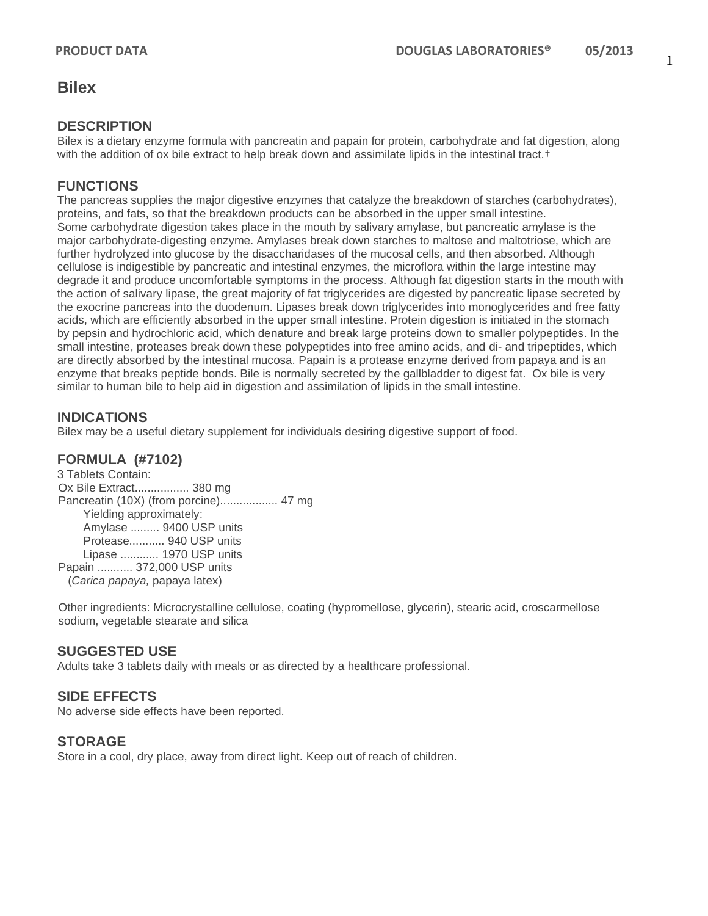# Bilex

## DESCRIPTION

Bilex is a dietary enzyme formula with pancreatin and papain for protein, carbohydrate and fat digestion, along with the addition of ox bile extract to help break down and assimilate lipids in the intestinal tract.†

## FUNCTIONS

The pancreas supplies the major digestive enzymes that catalyze the breakdown of starches (carbohydrates), proteins, and fats, so that the breakdown products can be absorbed in the upper small intestine.
Some carbohydrate digestion takes place in the mouth by salivary amylase, but pancreatic amylase is the major carbohydrate-digesting enzyme. Amylases break down starches to maltose and maltotriose, which are further hydrolyzed into glucose by the disaccharidases of the mucosal cells, and then absorbed. Although cellulose is indigestible by pancreatic and intestinal enzymes, the microflora within the large intestine may degrade it and produce uncomfortable symptoms in the process. Although fat digestion starts in the mouth with the action of salivary lipase, the great majority of fat triglycerides are digested by pancreatic lipase secreted by the exocrine pancreas into the duodenum. Lipases break down triglycerides into monoglycerides and free fatty acids, which are efficiently absorbed in the upper small intestine. Protein digestion is initiated in the stomach by pepsin and hydrochloric acid, which denature and break large proteins down to smaller polypeptides. In the small intestine, proteases break down these polypeptides into free amino acids, and di- and tripeptides, which are directly absorbed by the intestinal mucosa. Papain is a protease enzyme derived from papaya and is an enzyme that breaks peptide bonds. Bile is normally secreted by the gallbladder to digest fat. Ox bile is very similar to human bile to help aid in digestion and assimilation of lipids in the small intestine.

## INDICATIONS

Bilex may be a useful dietary supplement for individuals desiring digestive support of food.

## FORMULA (#7102)

3 Tablets Contain:
Ox Bile Extract................. 380 mg
Pancreatin (10X) (from porcine).................. 47 mg
  Yielding approximately:
  Amylase ......... 9400 USP units
  Protease........... 940 USP units
  Lipase ............ 1970 USP units
Papain ........... 372,000 USP units
  (*Carica papaya,* papaya latex)

Other ingredients: Microcrystalline cellulose, coating (hypromellose, glycerin), stearic acid, croscarmellose sodium, vegetable stearate and silica

## SUGGESTED USE

Adults take 3 tablets daily with meals or as directed by a healthcare professional.

## SIDE EFFECTS

No adverse side effects have been reported.

## STORAGE

Store in a cool, dry place, away from direct light. Keep out of reach of children.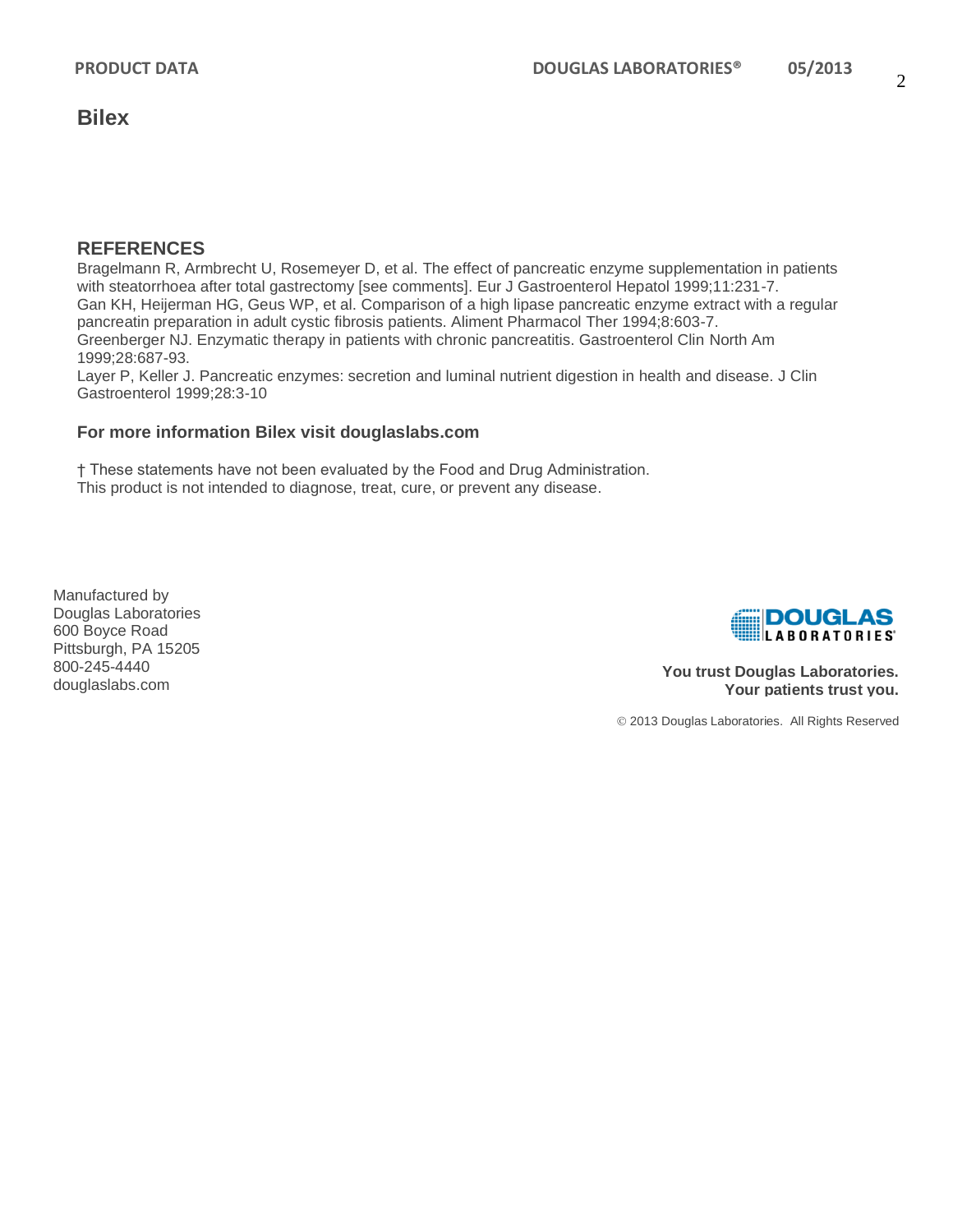# Bilex

## REFERENCES

Bragelmann R, Armbrecht U, Rosemeyer D, et al. The effect of pancreatic enzyme supplementation in patients with steatorrhoea after total gastrectomy [see comments]. Eur J Gastroenterol Hepatol 1999;11:231-7.
Gan KH, Heijerman HG, Geus WP, et al. Comparison of a high lipase pancreatic enzyme extract with a regular pancreatin preparation in adult cystic fibrosis patients. Aliment Pharmacol Ther 1994;8:603-7.
Greenberger NJ. Enzymatic therapy in patients with chronic pancreatitis. Gastroenterol Clin North Am 1999;28:687-93.
Layer P, Keller J. Pancreatic enzymes: secretion and luminal nutrient digestion in health and disease. J Clin Gastroenterol 1999;28:3-10

**For more information Bilex visit douglaslabs.com**

† These statements have not been evaluated by the Food and Drug Administration.
This product is not intended to diagnose, treat, cure, or prevent any disease.

Manufactured by
Douglas Laboratories
600 Boyce Road
Pittsburgh, PA 15205
800-245-4440
douglaslabs.com

DOUGLAS LABORATORIES

**You trust Douglas Laboratories.
Your patients trust you.**

© 2013 Douglas Laboratories. All Rights Reserved